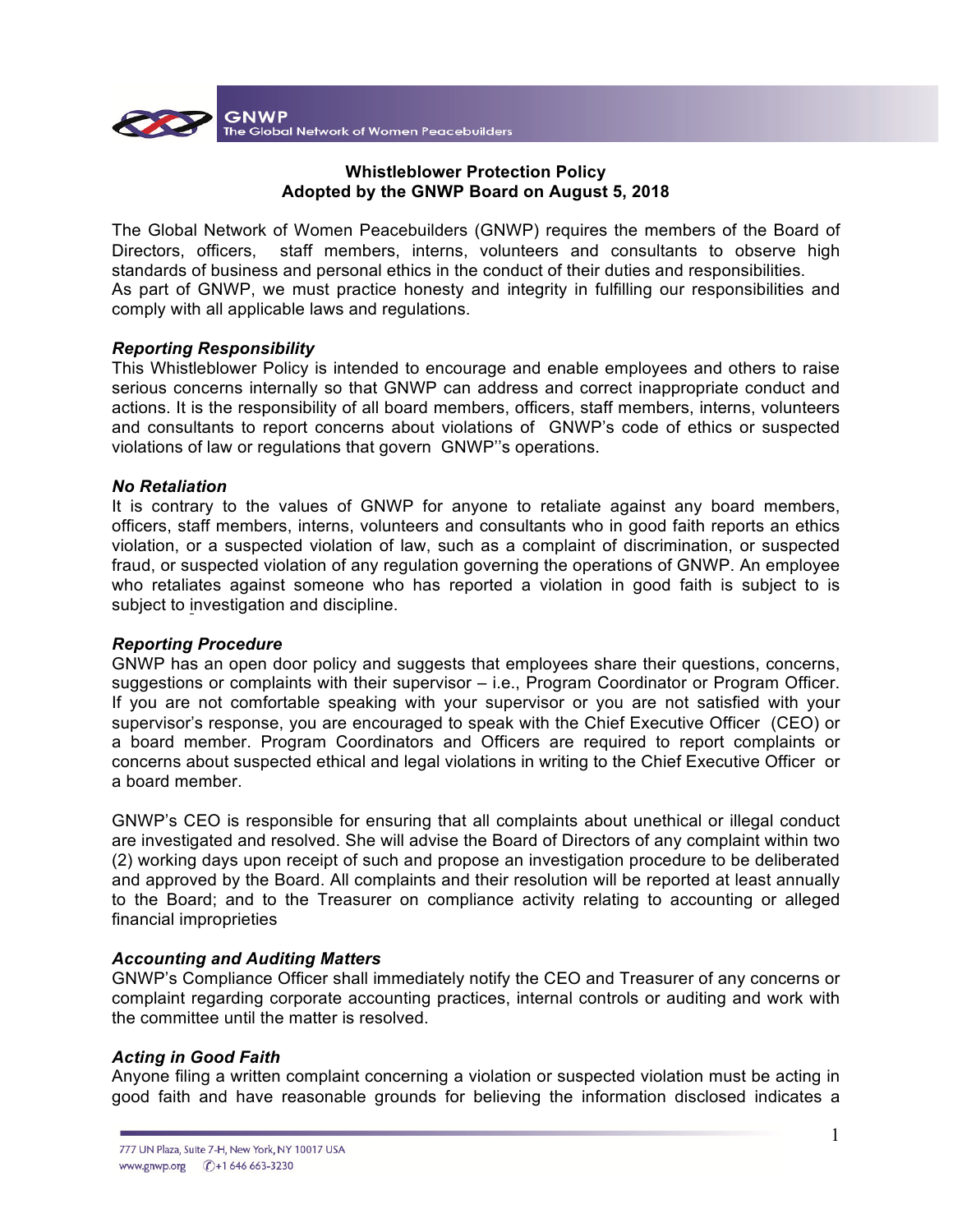# Whistleblower Protection Policy
## Adopted by the GNWP Board on August 5, 2018

The Global Network of Women Peacebuilders (GNWP) requires the members of the Board of Directors, officers, staff members, interns, volunteers and consultants to observe high standards of business and personal ethics in the conduct of their duties and responsibilities.
As part of GNWP, we must practice honesty and integrity in fulfilling our responsibilities and comply with all applicable laws and regulations.

### *Reporting Responsibility*

This Whistleblower Policy is intended to encourage and enable employees and others to raise serious concerns internally so that GNWP can address and correct inappropriate conduct and actions. It is the responsibility of all board members, officers, staff members, interns, volunteers and consultants to report concerns about violations of GNWP's code of ethics or suspected violations of law or regulations that govern GNWP''s operations.

### *No Retaliation*

It is contrary to the values of GNWP for anyone to retaliate against any board members, officers, staff members, interns, volunteers and consultants who in good faith reports an ethics violation, or a suspected violation of law, such as a complaint of discrimination, or suspected fraud, or suspected violation of any regulation governing the operations of GNWP. An employee who retaliates against someone who has reported a violation in good faith is subject to is subject to investigation and discipline.

### *Reporting Procedure*

GNWP has an open door policy and suggests that employees share their questions, concerns, suggestions or complaints with their supervisor – i.e., Program Coordinator or Program Officer. If you are not comfortable speaking with your supervisor or you are not satisfied with your supervisor's response, you are encouraged to speak with the Chief Executive Officer (CEO) or a board member. Program Coordinators and Officers are required to report complaints or concerns about suspected ethical and legal violations in writing to the Chief Executive Officer or a board member.

GNWP's CEO is responsible for ensuring that all complaints about unethical or illegal conduct are investigated and resolved. She will advise the Board of Directors of any complaint within two (2) working days upon receipt of such and propose an investigation procedure to be deliberated and approved by the Board. All complaints and their resolution will be reported at least annually to the Board; and to the Treasurer on compliance activity relating to accounting or alleged financial improprieties

### *Accounting and Auditing Matters*

GNWP's Compliance Officer shall immediately notify the CEO and Treasurer of any concerns or complaint regarding corporate accounting practices, internal controls or auditing and work with the committee until the matter is resolved.

### *Acting in Good Faith*

Anyone filing a written complaint concerning a violation or suspected violation must be acting in good faith and have reasonable grounds for believing the information disclosed indicates a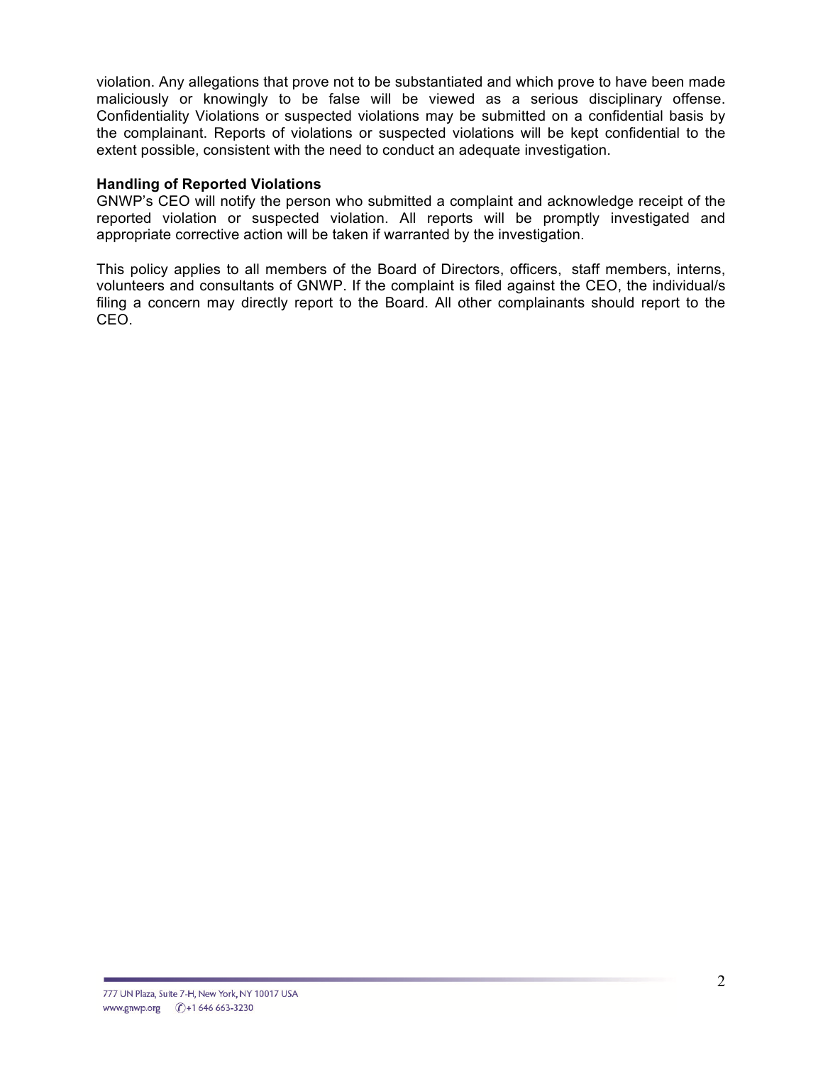violation. Any allegations that prove not to be substantiated and which prove to have been made maliciously or knowingly to be false will be viewed as a serious disciplinary offense. Confidentiality Violations or suspected violations may be submitted on a confidential basis by the complainant. Reports of violations or suspected violations will be kept confidential to the extent possible, consistent with the need to conduct an adequate investigation.

**Handling of Reported Violations**

GNWP's CEO will notify the person who submitted a complaint and acknowledge receipt of the reported violation or suspected violation. All reports will be promptly investigated and appropriate corrective action will be taken if warranted by the investigation.

This policy applies to all members of the Board of Directors, officers, staff members, interns, volunteers and consultants of GNWP. If the complaint is filed against the CEO, the individual/s filing a concern may directly report to the Board. All other complainants should report to the CEO.